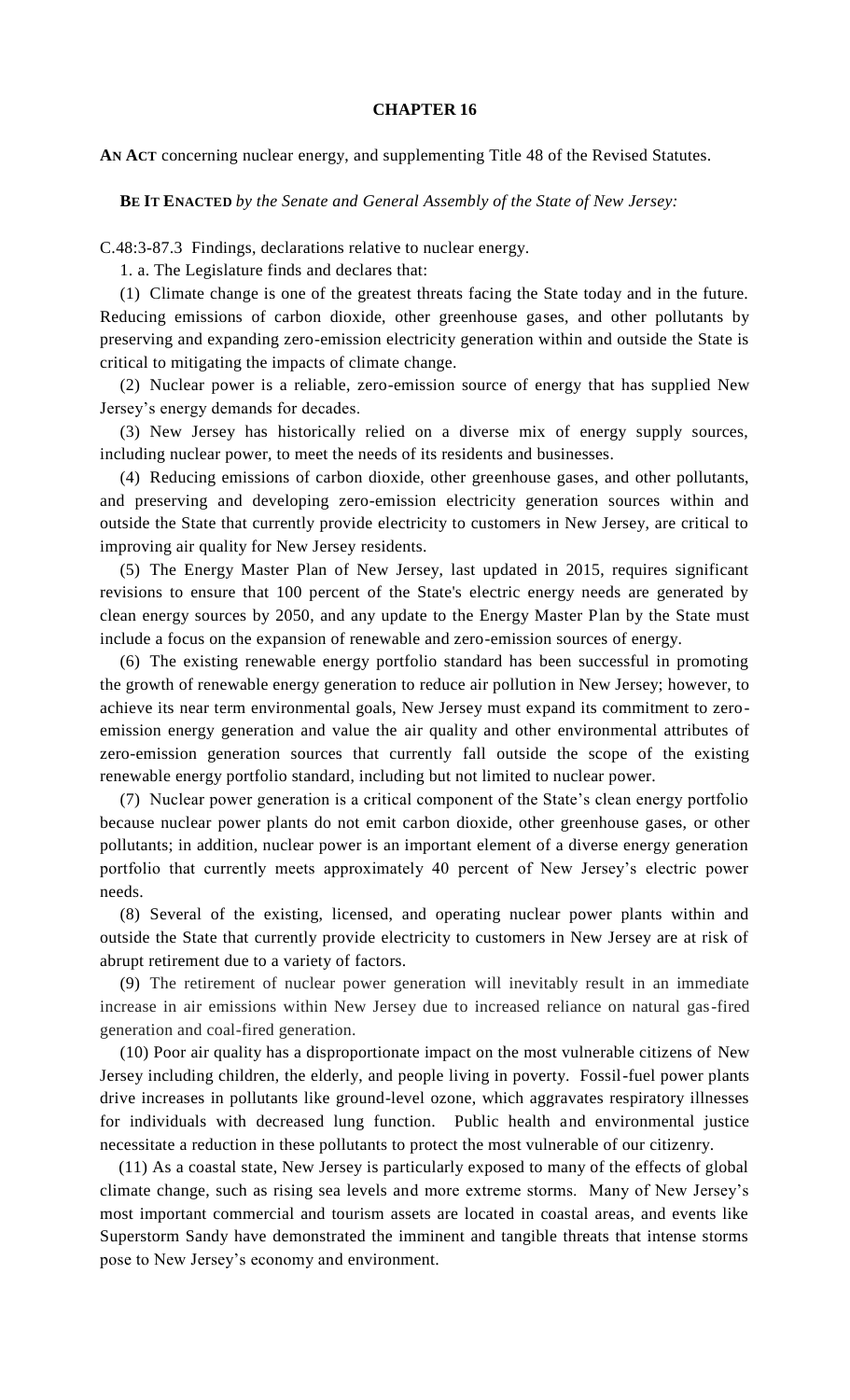# CHAPTER 16

**AN ACT** concerning nuclear energy, and supplementing Title 48 of the Revised Statutes.

**BE IT ENACTED** *by the Senate and General Assembly of the State of New Jersey:*

C.48:3-87.3 Findings, declarations relative to nuclear energy.

1. a. The Legislature finds and declares that:

(1) Climate change is one of the greatest threats facing the State today and in the future. Reducing emissions of carbon dioxide, other greenhouse gases, and other pollutants by preserving and expanding zero-emission electricity generation within and outside the State is critical to mitigating the impacts of climate change.

(2) Nuclear power is a reliable, zero-emission source of energy that has supplied New Jersey's energy demands for decades.

(3) New Jersey has historically relied on a diverse mix of energy supply sources, including nuclear power, to meet the needs of its residents and businesses.

(4) Reducing emissions of carbon dioxide, other greenhouse gases, and other pollutants, and preserving and developing zero-emission electricity generation sources within and outside the State that currently provide electricity to customers in New Jersey, are critical to improving air quality for New Jersey residents.

(5) The Energy Master Plan of New Jersey, last updated in 2015, requires significant revisions to ensure that 100 percent of the State's electric energy needs are generated by clean energy sources by 2050, and any update to the Energy Master Plan by the State must include a focus on the expansion of renewable and zero-emission sources of energy.

(6) The existing renewable energy portfolio standard has been successful in promoting the growth of renewable energy generation to reduce air pollution in New Jersey; however, to achieve its near term environmental goals, New Jersey must expand its commitment to zero-emission energy generation and value the air quality and other environmental attributes of zero-emission generation sources that currently fall outside the scope of the existing renewable energy portfolio standard, including but not limited to nuclear power.

(7) Nuclear power generation is a critical component of the State's clean energy portfolio because nuclear power plants do not emit carbon dioxide, other greenhouse gases, or other pollutants; in addition, nuclear power is an important element of a diverse energy generation portfolio that currently meets approximately 40 percent of New Jersey's electric power needs.

(8) Several of the existing, licensed, and operating nuclear power plants within and outside the State that currently provide electricity to customers in New Jersey are at risk of abrupt retirement due to a variety of factors.

(9) The retirement of nuclear power generation will inevitably result in an immediate increase in air emissions within New Jersey due to increased reliance on natural gas-fired generation and coal-fired generation.

(10) Poor air quality has a disproportionate impact on the most vulnerable citizens of New Jersey including children, the elderly, and people living in poverty. Fossil-fuel power plants drive increases in pollutants like ground-level ozone, which aggravates respiratory illnesses for individuals with decreased lung function. Public health and environmental justice necessitate a reduction in these pollutants to protect the most vulnerable of our citizenry.

(11) As a coastal state, New Jersey is particularly exposed to many of the effects of global climate change, such as rising sea levels and more extreme storms. Many of New Jersey's most important commercial and tourism assets are located in coastal areas, and events like Superstorm Sandy have demonstrated the imminent and tangible threats that intense storms pose to New Jersey's economy and environment.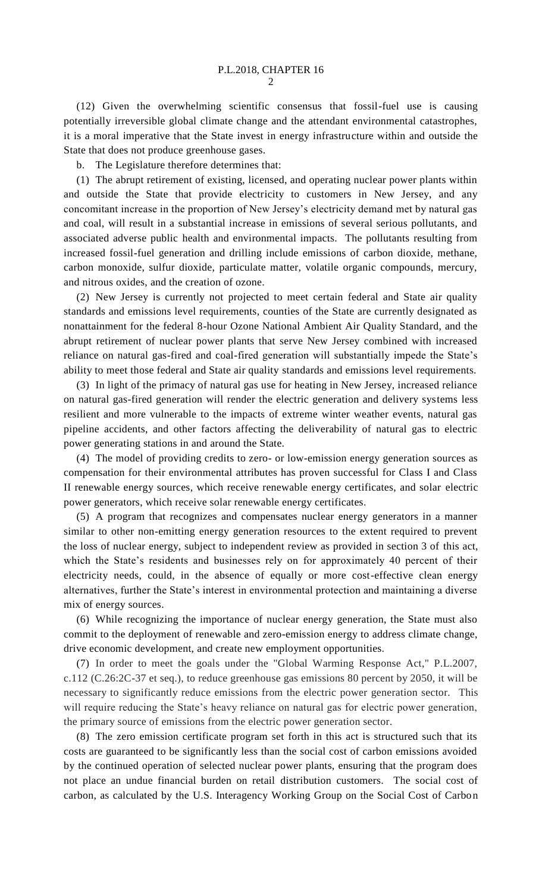(12) Given the overwhelming scientific consensus that fossil-fuel use is causing potentially irreversible global climate change and the attendant environmental catastrophes, it is a moral imperative that the State invest in energy infrastructure within and outside the State that does not produce greenhouse gases.

b. The Legislature therefore determines that:

(1) The abrupt retirement of existing, licensed, and operating nuclear power plants within and outside the State that provide electricity to customers in New Jersey, and any concomitant increase in the proportion of New Jersey's electricity demand met by natural gas and coal, will result in a substantial increase in emissions of several serious pollutants, and associated adverse public health and environmental impacts. The pollutants resulting from increased fossil-fuel generation and drilling include emissions of carbon dioxide, methane, carbon monoxide, sulfur dioxide, particulate matter, volatile organic compounds, mercury, and nitrous oxides, and the creation of ozone.

(2) New Jersey is currently not projected to meet certain federal and State air quality standards and emissions level requirements, counties of the State are currently designated as nonattainment for the federal 8-hour Ozone National Ambient Air Quality Standard, and the abrupt retirement of nuclear power plants that serve New Jersey combined with increased reliance on natural gas-fired and coal-fired generation will substantially impede the State's ability to meet those federal and State air quality standards and emissions level requirements.

(3) In light of the primacy of natural gas use for heating in New Jersey, increased reliance on natural gas-fired generation will render the electric generation and delivery systems less resilient and more vulnerable to the impacts of extreme winter weather events, natural gas pipeline accidents, and other factors affecting the deliverability of natural gas to electric power generating stations in and around the State.

(4) The model of providing credits to zero- or low-emission energy generation sources as compensation for their environmental attributes has proven successful for Class I and Class II renewable energy sources, which receive renewable energy certificates, and solar electric power generators, which receive solar renewable energy certificates.

(5) A program that recognizes and compensates nuclear energy generators in a manner similar to other non-emitting energy generation resources to the extent required to prevent the loss of nuclear energy, subject to independent review as provided in section 3 of this act, which the State's residents and businesses rely on for approximately 40 percent of their electricity needs, could, in the absence of equally or more cost-effective clean energy alternatives, further the State's interest in environmental protection and maintaining a diverse mix of energy sources.

(6) While recognizing the importance of nuclear energy generation, the State must also commit to the deployment of renewable and zero-emission energy to address climate change, drive economic development, and create new employment opportunities.

(7) In order to meet the goals under the "Global Warming Response Act," P.L.2007, c.112 (C.26:2C-37 et seq.), to reduce greenhouse gas emissions 80 percent by 2050, it will be necessary to significantly reduce emissions from the electric power generation sector. This will require reducing the State's heavy reliance on natural gas for electric power generation, the primary source of emissions from the electric power generation sector.

(8) The zero emission certificate program set forth in this act is structured such that its costs are guaranteed to be significantly less than the social cost of carbon emissions avoided by the continued operation of selected nuclear power plants, ensuring that the program does not place an undue financial burden on retail distribution customers. The social cost of carbon, as calculated by the U.S. Interagency Working Group on the Social Cost of Carbon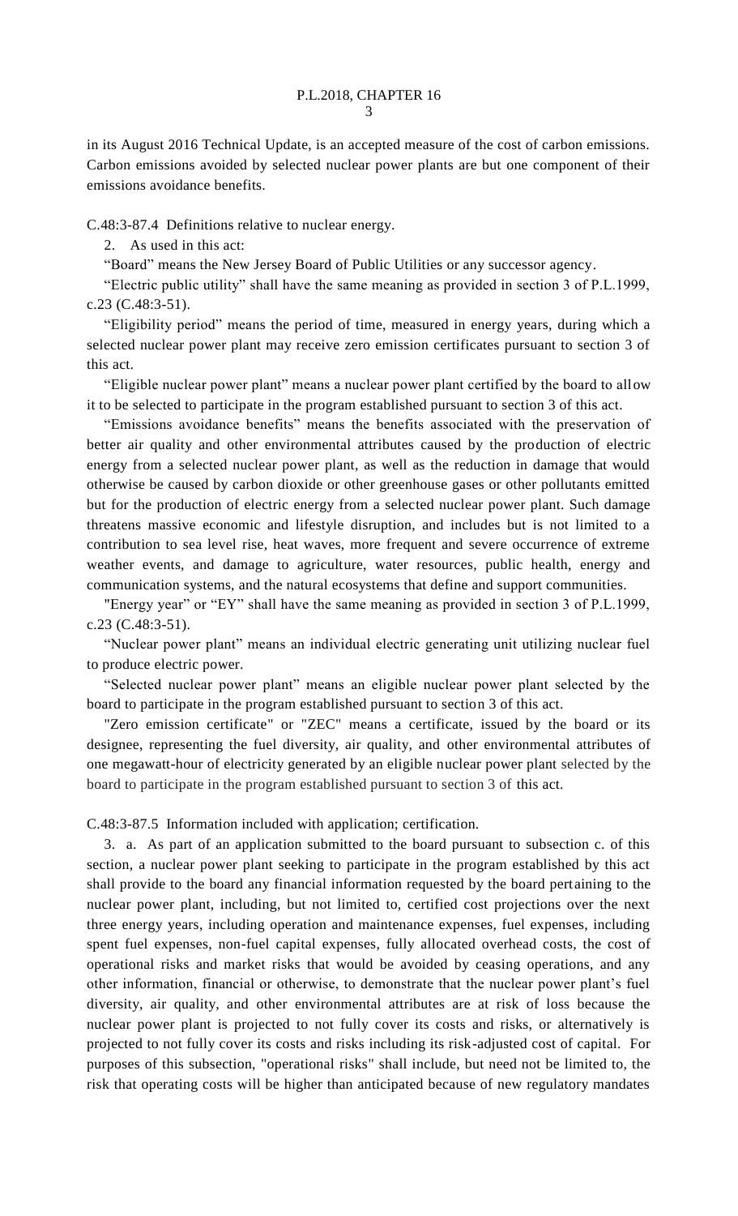in its August 2016 Technical Update, is an accepted measure of the cost of carbon emissions. Carbon emissions avoided by selected nuclear power plants are but one component of their emissions avoidance benefits.

C.48:3-87.4 Definitions relative to nuclear energy.

2. As used in this act:

"Board" means the New Jersey Board of Public Utilities or any successor agency.

"Electric public utility" shall have the same meaning as provided in section 3 of P.L.1999, c.23 (C.48:3-51).

"Eligibility period" means the period of time, measured in energy years, during which a selected nuclear power plant may receive zero emission certificates pursuant to section 3 of this act.

"Eligible nuclear power plant" means a nuclear power plant certified by the board to allow it to be selected to participate in the program established pursuant to section 3 of this act.

"Emissions avoidance benefits" means the benefits associated with the preservation of better air quality and other environmental attributes caused by the production of electric energy from a selected nuclear power plant, as well as the reduction in damage that would otherwise be caused by carbon dioxide or other greenhouse gases or other pollutants emitted but for the production of electric energy from a selected nuclear power plant. Such damage threatens massive economic and lifestyle disruption, and includes but is not limited to a contribution to sea level rise, heat waves, more frequent and severe occurrence of extreme weather events, and damage to agriculture, water resources, public health, energy and communication systems, and the natural ecosystems that define and support communities.

"Energy year" or "EY" shall have the same meaning as provided in section 3 of P.L.1999, c.23 (C.48:3-51).

"Nuclear power plant" means an individual electric generating unit utilizing nuclear fuel to produce electric power.

"Selected nuclear power plant" means an eligible nuclear power plant selected by the board to participate in the program established pursuant to section 3 of this act.

"Zero emission certificate" or "ZEC" means a certificate, issued by the board or its designee, representing the fuel diversity, air quality, and other environmental attributes of one megawatt-hour of electricity generated by an eligible nuclear power plant selected by the board to participate in the program established pursuant to section 3 of this act.

C.48:3-87.5 Information included with application; certification.

3. a. As part of an application submitted to the board pursuant to subsection c. of this section, a nuclear power plant seeking to participate in the program established by this act shall provide to the board any financial information requested by the board pertaining to the nuclear power plant, including, but not limited to, certified cost projections over the next three energy years, including operation and maintenance expenses, fuel expenses, including spent fuel expenses, non-fuel capital expenses, fully allocated overhead costs, the cost of operational risks and market risks that would be avoided by ceasing operations, and any other information, financial or otherwise, to demonstrate that the nuclear power plant's fuel diversity, air quality, and other environmental attributes are at risk of loss because the nuclear power plant is projected to not fully cover its costs and risks, or alternatively is projected to not fully cover its costs and risks including its risk-adjusted cost of capital. For purposes of this subsection, "operational risks" shall include, but need not be limited to, the risk that operating costs will be higher than anticipated because of new regulatory mandates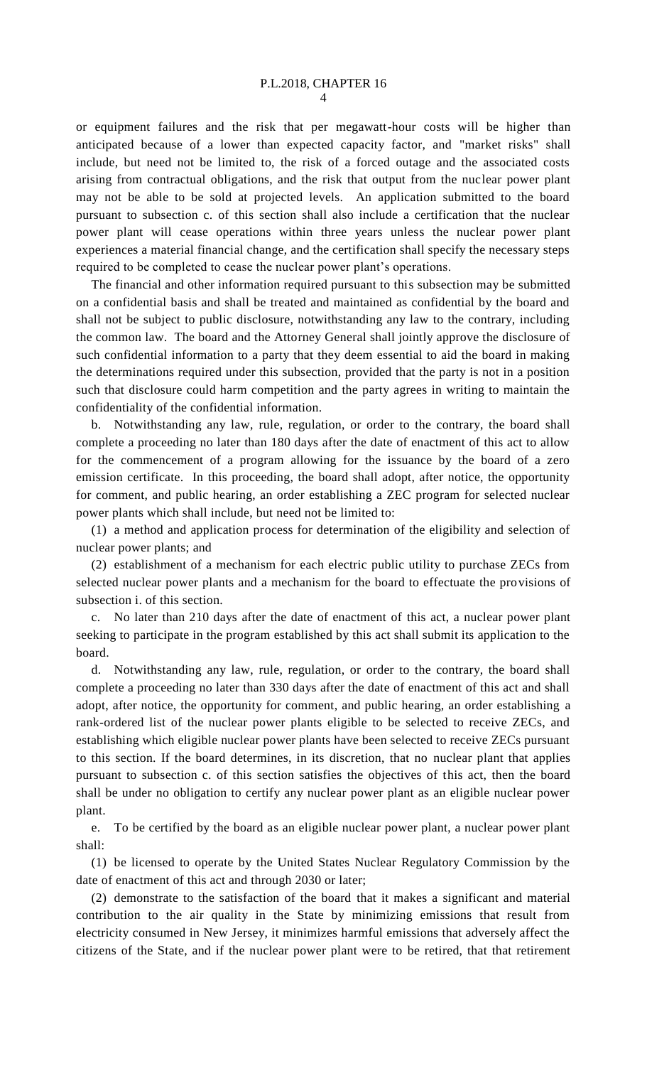or equipment failures and the risk that per megawatt-hour costs will be higher than anticipated because of a lower than expected capacity factor, and "market risks" shall include, but need not be limited to, the risk of a forced outage and the associated costs arising from contractual obligations, and the risk that output from the nuclear power plant may not be able to be sold at projected levels. An application submitted to the board pursuant to subsection c. of this section shall also include a certification that the nuclear power plant will cease operations within three years unless the nuclear power plant experiences a material financial change, and the certification shall specify the necessary steps required to be completed to cease the nuclear power plant's operations.

The financial and other information required pursuant to this subsection may be submitted on a confidential basis and shall be treated and maintained as confidential by the board and shall not be subject to public disclosure, notwithstanding any law to the contrary, including the common law. The board and the Attorney General shall jointly approve the disclosure of such confidential information to a party that they deem essential to aid the board in making the determinations required under this subsection, provided that the party is not in a position such that disclosure could harm competition and the party agrees in writing to maintain the confidentiality of the confidential information.

b. Notwithstanding any law, rule, regulation, or order to the contrary, the board shall complete a proceeding no later than 180 days after the date of enactment of this act to allow for the commencement of a program allowing for the issuance by the board of a zero emission certificate. In this proceeding, the board shall adopt, after notice, the opportunity for comment, and public hearing, an order establishing a ZEC program for selected nuclear power plants which shall include, but need not be limited to:

(1) a method and application process for determination of the eligibility and selection of nuclear power plants; and

(2) establishment of a mechanism for each electric public utility to purchase ZECs from selected nuclear power plants and a mechanism for the board to effectuate the provisions of subsection i. of this section.

c. No later than 210 days after the date of enactment of this act, a nuclear power plant seeking to participate in the program established by this act shall submit its application to the board.

d. Notwithstanding any law, rule, regulation, or order to the contrary, the board shall complete a proceeding no later than 330 days after the date of enactment of this act and shall adopt, after notice, the opportunity for comment, and public hearing, an order establishing a rank-ordered list of the nuclear power plants eligible to be selected to receive ZECs, and establishing which eligible nuclear power plants have been selected to receive ZECs pursuant to this section. If the board determines, in its discretion, that no nuclear plant that applies pursuant to subsection c. of this section satisfies the objectives of this act, then the board shall be under no obligation to certify any nuclear power plant as an eligible nuclear power plant.

e. To be certified by the board as an eligible nuclear power plant, a nuclear power plant shall:

(1) be licensed to operate by the United States Nuclear Regulatory Commission by the date of enactment of this act and through 2030 or later;

(2) demonstrate to the satisfaction of the board that it makes a significant and material contribution to the air quality in the State by minimizing emissions that result from electricity consumed in New Jersey, it minimizes harmful emissions that adversely affect the citizens of the State, and if the nuclear power plant were to be retired, that that retirement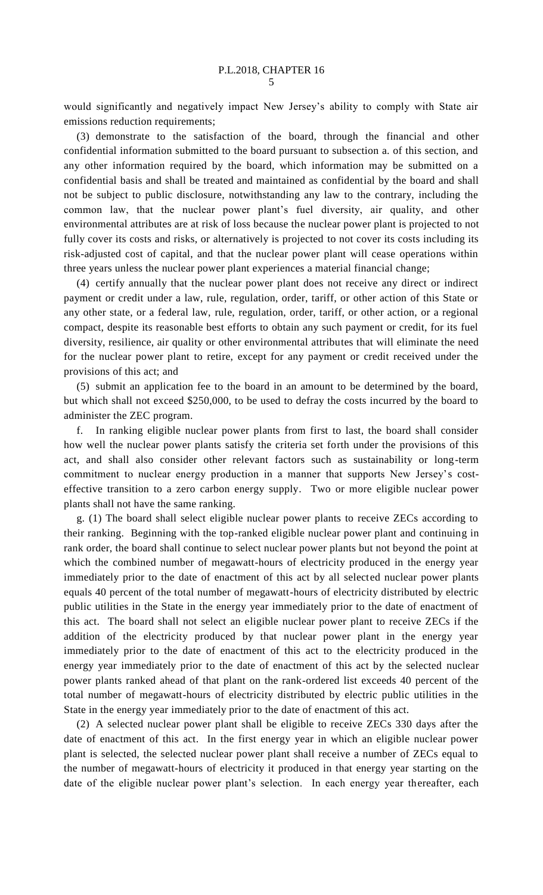would significantly and negatively impact New Jersey's ability to comply with State air emissions reduction requirements;

(3) demonstrate to the satisfaction of the board, through the financial and other confidential information submitted to the board pursuant to subsection a. of this section, and any other information required by the board, which information may be submitted on a confidential basis and shall be treated and maintained as confidential by the board and shall not be subject to public disclosure, notwithstanding any law to the contrary, including the common law, that the nuclear power plant's fuel diversity, air quality, and other environmental attributes are at risk of loss because the nuclear power plant is projected to not fully cover its costs and risks, or alternatively is projected to not cover its costs including its risk-adjusted cost of capital, and that the nuclear power plant will cease operations within three years unless the nuclear power plant experiences a material financial change;

(4) certify annually that the nuclear power plant does not receive any direct or indirect payment or credit under a law, rule, regulation, order, tariff, or other action of this State or any other state, or a federal law, rule, regulation, order, tariff, or other action, or a regional compact, despite its reasonable best efforts to obtain any such payment or credit, for its fuel diversity, resilience, air quality or other environmental attributes that will eliminate the need for the nuclear power plant to retire, except for any payment or credit received under the provisions of this act; and

(5) submit an application fee to the board in an amount to be determined by the board, but which shall not exceed $250,000, to be used to defray the costs incurred by the board to administer the ZEC program.

f. In ranking eligible nuclear power plants from first to last, the board shall consider how well the nuclear power plants satisfy the criteria set forth under the provisions of this act, and shall also consider other relevant factors such as sustainability or long-term commitment to nuclear energy production in a manner that supports New Jersey's cost-effective transition to a zero carbon energy supply. Two or more eligible nuclear power plants shall not have the same ranking.

g. (1) The board shall select eligible nuclear power plants to receive ZECs according to their ranking. Beginning with the top-ranked eligible nuclear power plant and continuing in rank order, the board shall continue to select nuclear power plants but not beyond the point at which the combined number of megawatt-hours of electricity produced in the energy year immediately prior to the date of enactment of this act by all selected nuclear power plants equals 40 percent of the total number of megawatt-hours of electricity distributed by electric public utilities in the State in the energy year immediately prior to the date of enactment of this act. The board shall not select an eligible nuclear power plant to receive ZECs if the addition of the electricity produced by that nuclear power plant in the energy year immediately prior to the date of enactment of this act to the electricity produced in the energy year immediately prior to the date of enactment of this act by the selected nuclear power plants ranked ahead of that plant on the rank-ordered list exceeds 40 percent of the total number of megawatt-hours of electricity distributed by electric public utilities in the State in the energy year immediately prior to the date of enactment of this act.

(2) A selected nuclear power plant shall be eligible to receive ZECs 330 days after the date of enactment of this act. In the first energy year in which an eligible nuclear power plant is selected, the selected nuclear power plant shall receive a number of ZECs equal to the number of megawatt-hours of electricity it produced in that energy year starting on the date of the eligible nuclear power plant's selection. In each energy year thereafter, each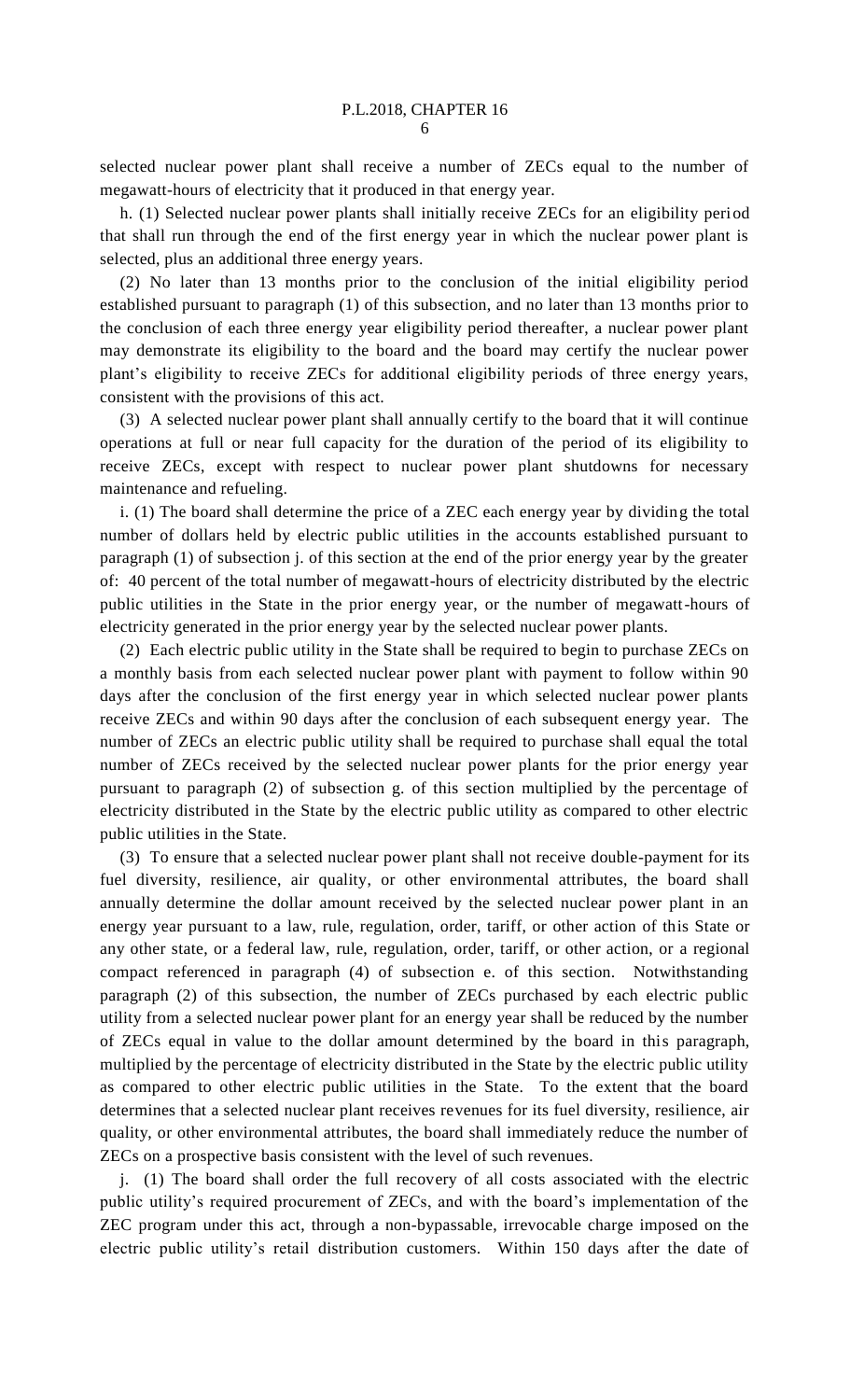selected nuclear power plant shall receive a number of ZECs equal to the number of megawatt-hours of electricity that it produced in that energy year.

h. (1) Selected nuclear power plants shall initially receive ZECs for an eligibility period that shall run through the end of the first energy year in which the nuclear power plant is selected, plus an additional three energy years.

(2) No later than 13 months prior to the conclusion of the initial eligibility period established pursuant to paragraph (1) of this subsection, and no later than 13 months prior to the conclusion of each three energy year eligibility period thereafter, a nuclear power plant may demonstrate its eligibility to the board and the board may certify the nuclear power plant's eligibility to receive ZECs for additional eligibility periods of three energy years, consistent with the provisions of this act.

(3) A selected nuclear power plant shall annually certify to the board that it will continue operations at full or near full capacity for the duration of the period of its eligibility to receive ZECs, except with respect to nuclear power plant shutdowns for necessary maintenance and refueling.

i. (1) The board shall determine the price of a ZEC each energy year by dividing the total number of dollars held by electric public utilities in the accounts established pursuant to paragraph (1) of subsection j. of this section at the end of the prior energy year by the greater of: 40 percent of the total number of megawatt-hours of electricity distributed by the electric public utilities in the State in the prior energy year, or the number of megawatt-hours of electricity generated in the prior energy year by the selected nuclear power plants.

(2) Each electric public utility in the State shall be required to begin to purchase ZECs on a monthly basis from each selected nuclear power plant with payment to follow within 90 days after the conclusion of the first energy year in which selected nuclear power plants receive ZECs and within 90 days after the conclusion of each subsequent energy year. The number of ZECs an electric public utility shall be required to purchase shall equal the total number of ZECs received by the selected nuclear power plants for the prior energy year pursuant to paragraph (2) of subsection g. of this section multiplied by the percentage of electricity distributed in the State by the electric public utility as compared to other electric public utilities in the State.

(3) To ensure that a selected nuclear power plant shall not receive double-payment for its fuel diversity, resilience, air quality, or other environmental attributes, the board shall annually determine the dollar amount received by the selected nuclear power plant in an energy year pursuant to a law, rule, regulation, order, tariff, or other action of this State or any other state, or a federal law, rule, regulation, order, tariff, or other action, or a regional compact referenced in paragraph (4) of subsection e. of this section. Notwithstanding paragraph (2) of this subsection, the number of ZECs purchased by each electric public utility from a selected nuclear power plant for an energy year shall be reduced by the number of ZECs equal in value to the dollar amount determined by the board in this paragraph, multiplied by the percentage of electricity distributed in the State by the electric public utility as compared to other electric public utilities in the State. To the extent that the board determines that a selected nuclear plant receives revenues for its fuel diversity, resilience, air quality, or other environmental attributes, the board shall immediately reduce the number of ZECs on a prospective basis consistent with the level of such revenues.

j. (1) The board shall order the full recovery of all costs associated with the electric public utility's required procurement of ZECs, and with the board's implementation of the ZEC program under this act, through a non-bypassable, irrevocable charge imposed on the electric public utility's retail distribution customers. Within 150 days after the date of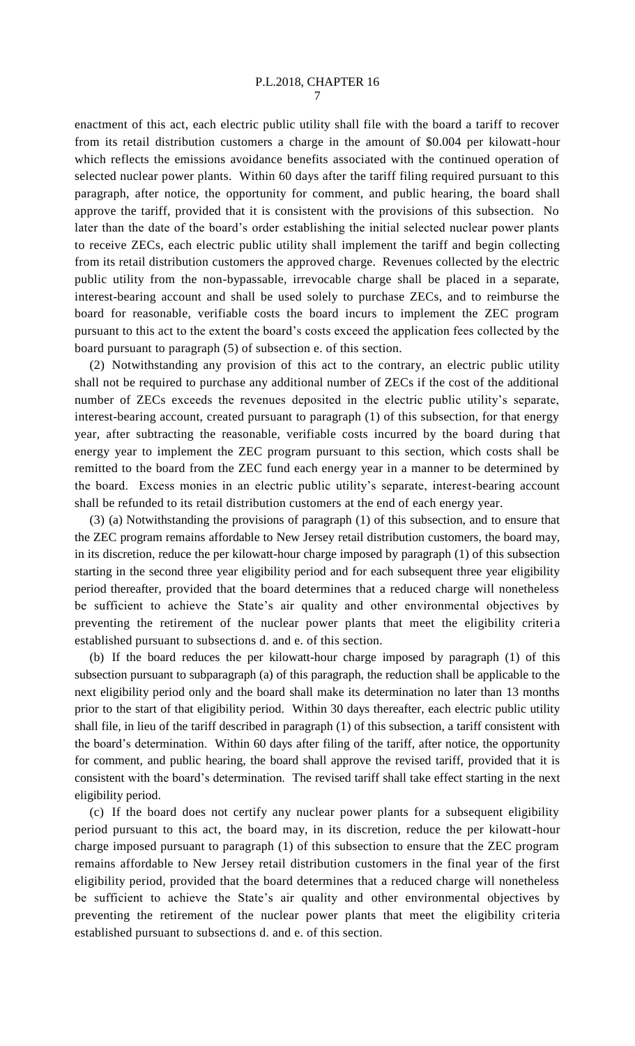enactment of this act, each electric public utility shall file with the board a tariff to recover from its retail distribution customers a charge in the amount of $0.004 per kilowatt-hour which reflects the emissions avoidance benefits associated with the continued operation of selected nuclear power plants. Within 60 days after the tariff filing required pursuant to this paragraph, after notice, the opportunity for comment, and public hearing, the board shall approve the tariff, provided that it is consistent with the provisions of this subsection. No later than the date of the board's order establishing the initial selected nuclear power plants to receive ZECs, each electric public utility shall implement the tariff and begin collecting from its retail distribution customers the approved charge. Revenues collected by the electric public utility from the non-bypassable, irrevocable charge shall be placed in a separate, interest-bearing account and shall be used solely to purchase ZECs, and to reimburse the board for reasonable, verifiable costs the board incurs to implement the ZEC program pursuant to this act to the extent the board's costs exceed the application fees collected by the board pursuant to paragraph (5) of subsection e. of this section.

(2) Notwithstanding any provision of this act to the contrary, an electric public utility shall not be required to purchase any additional number of ZECs if the cost of the additional number of ZECs exceeds the revenues deposited in the electric public utility's separate, interest-bearing account, created pursuant to paragraph (1) of this subsection, for that energy year, after subtracting the reasonable, verifiable costs incurred by the board during that energy year to implement the ZEC program pursuant to this section, which costs shall be remitted to the board from the ZEC fund each energy year in a manner to be determined by the board. Excess monies in an electric public utility's separate, interest-bearing account shall be refunded to its retail distribution customers at the end of each energy year.

(3) (a) Notwithstanding the provisions of paragraph (1) of this subsection, and to ensure that the ZEC program remains affordable to New Jersey retail distribution customers, the board may, in its discretion, reduce the per kilowatt-hour charge imposed by paragraph (1) of this subsection starting in the second three year eligibility period and for each subsequent three year eligibility period thereafter, provided that the board determines that a reduced charge will nonetheless be sufficient to achieve the State's air quality and other environmental objectives by preventing the retirement of the nuclear power plants that meet the eligibility criteria established pursuant to subsections d. and e. of this section.

(b) If the board reduces the per kilowatt-hour charge imposed by paragraph (1) of this subsection pursuant to subparagraph (a) of this paragraph, the reduction shall be applicable to the next eligibility period only and the board shall make its determination no later than 13 months prior to the start of that eligibility period. Within 30 days thereafter, each electric public utility shall file, in lieu of the tariff described in paragraph (1) of this subsection, a tariff consistent with the board's determination. Within 60 days after filing of the tariff, after notice, the opportunity for comment, and public hearing, the board shall approve the revised tariff, provided that it is consistent with the board's determination. The revised tariff shall take effect starting in the next eligibility period.

(c) If the board does not certify any nuclear power plants for a subsequent eligibility period pursuant to this act, the board may, in its discretion, reduce the per kilowatt-hour charge imposed pursuant to paragraph (1) of this subsection to ensure that the ZEC program remains affordable to New Jersey retail distribution customers in the final year of the first eligibility period, provided that the board determines that a reduced charge will nonetheless be sufficient to achieve the State's air quality and other environmental objectives by preventing the retirement of the nuclear power plants that meet the eligibility criteria established pursuant to subsections d. and e. of this section.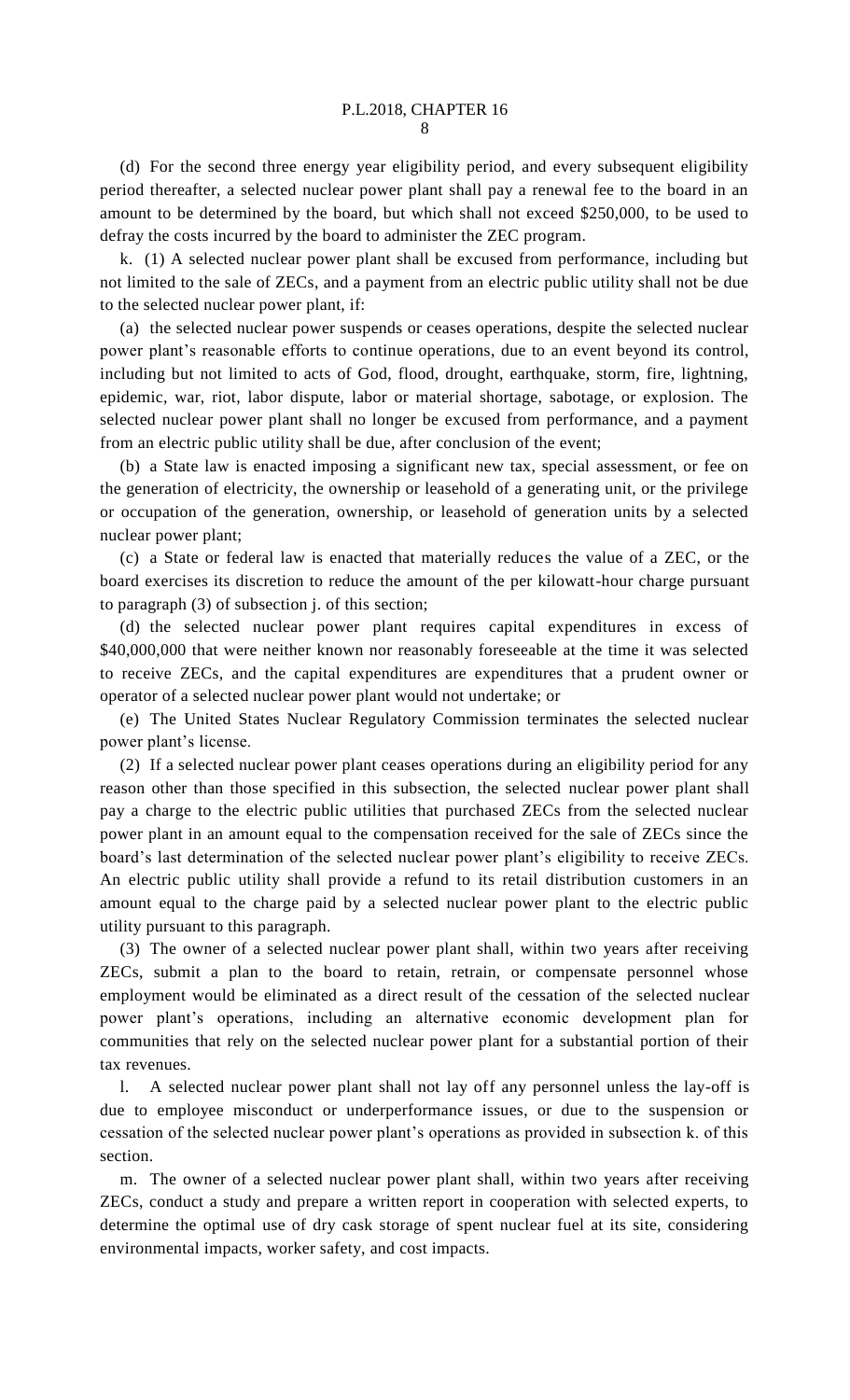(d) For the second three energy year eligibility period, and every subsequent eligibility period thereafter, a selected nuclear power plant shall pay a renewal fee to the board in an amount to be determined by the board, but which shall not exceed $250,000, to be used to defray the costs incurred by the board to administer the ZEC program.

k. (1) A selected nuclear power plant shall be excused from performance, including but not limited to the sale of ZECs, and a payment from an electric public utility shall not be due to the selected nuclear power plant, if:

(a) the selected nuclear power suspends or ceases operations, despite the selected nuclear power plant's reasonable efforts to continue operations, due to an event beyond its control, including but not limited to acts of God, flood, drought, earthquake, storm, fire, lightning, epidemic, war, riot, labor dispute, labor or material shortage, sabotage, or explosion. The selected nuclear power plant shall no longer be excused from performance, and a payment from an electric public utility shall be due, after conclusion of the event;

(b) a State law is enacted imposing a significant new tax, special assessment, or fee on the generation of electricity, the ownership or leasehold of a generating unit, or the privilege or occupation of the generation, ownership, or leasehold of generation units by a selected nuclear power plant;

(c) a State or federal law is enacted that materially reduces the value of a ZEC, or the board exercises its discretion to reduce the amount of the per kilowatt-hour charge pursuant to paragraph (3) of subsection j. of this section;

(d) the selected nuclear power plant requires capital expenditures in excess of $40,000,000 that were neither known nor reasonably foreseeable at the time it was selected to receive ZECs, and the capital expenditures are expenditures that a prudent owner or operator of a selected nuclear power plant would not undertake; or

(e) The United States Nuclear Regulatory Commission terminates the selected nuclear power plant's license.

(2) If a selected nuclear power plant ceases operations during an eligibility period for any reason other than those specified in this subsection, the selected nuclear power plant shall pay a charge to the electric public utilities that purchased ZECs from the selected nuclear power plant in an amount equal to the compensation received for the sale of ZECs since the board's last determination of the selected nuclear power plant's eligibility to receive ZECs. An electric public utility shall provide a refund to its retail distribution customers in an amount equal to the charge paid by a selected nuclear power plant to the electric public utility pursuant to this paragraph.

(3) The owner of a selected nuclear power plant shall, within two years after receiving ZECs, submit a plan to the board to retain, retrain, or compensate personnel whose employment would be eliminated as a direct result of the cessation of the selected nuclear power plant's operations, including an alternative economic development plan for communities that rely on the selected nuclear power plant for a substantial portion of their tax revenues.

l. A selected nuclear power plant shall not lay off any personnel unless the lay-off is due to employee misconduct or underperformance issues, or due to the suspension or cessation of the selected nuclear power plant's operations as provided in subsection k. of this section.

m. The owner of a selected nuclear power plant shall, within two years after receiving ZECs, conduct a study and prepare a written report in cooperation with selected experts, to determine the optimal use of dry cask storage of spent nuclear fuel at its site, considering environmental impacts, worker safety, and cost impacts.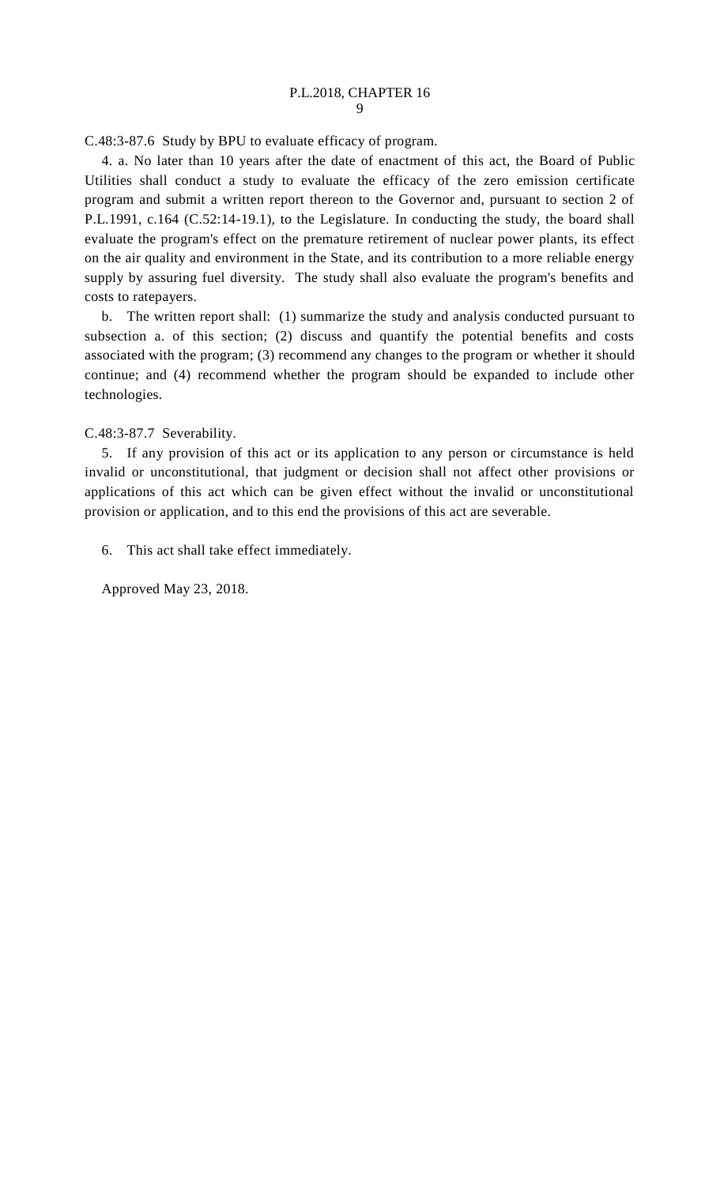C.48:3-87.6 Study by BPU to evaluate efficacy of program.

4. a. No later than 10 years after the date of enactment of this act, the Board of Public Utilities shall conduct a study to evaluate the efficacy of the zero emission certificate program and submit a written report thereon to the Governor and, pursuant to section 2 of P.L.1991, c.164 (C.52:14-19.1), to the Legislature. In conducting the study, the board shall evaluate the program's effect on the premature retirement of nuclear power plants, its effect on the air quality and environment in the State, and its contribution to a more reliable energy supply by assuring fuel diversity. The study shall also evaluate the program's benefits and costs to ratepayers.

b. The written report shall: (1) summarize the study and analysis conducted pursuant to subsection a. of this section; (2) discuss and quantify the potential benefits and costs associated with the program; (3) recommend any changes to the program or whether it should continue; and (4) recommend whether the program should be expanded to include other technologies.

C.48:3-87.7 Severability.

5. If any provision of this act or its application to any person or circumstance is held invalid or unconstitutional, that judgment or decision shall not affect other provisions or applications of this act which can be given effect without the invalid or unconstitutional provision or application, and to this end the provisions of this act are severable.

6. This act shall take effect immediately.

Approved May 23, 2018.